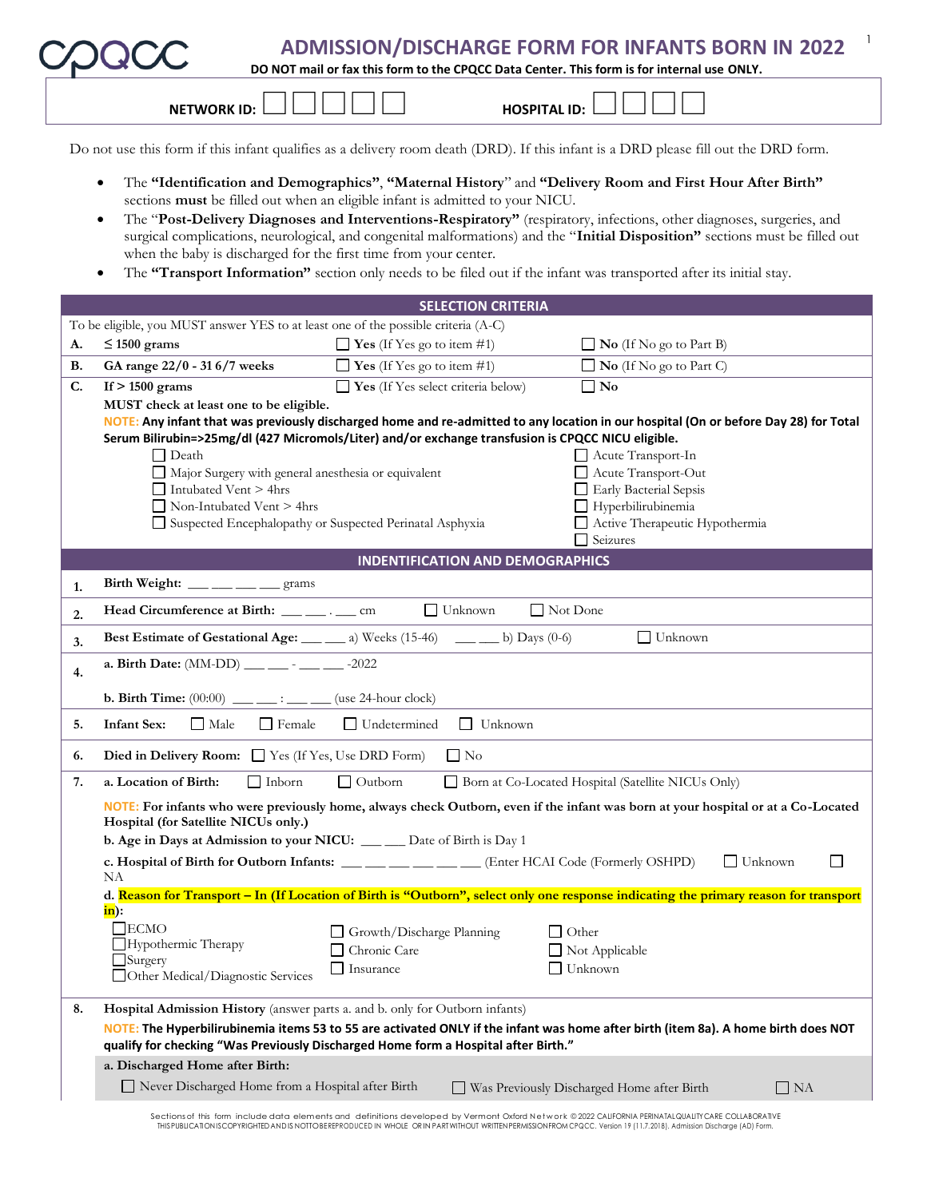# ADMISSION/DISCHARGE FORM FOR INFANTS BORN IN 2022

**DO NOT mail or fax this form to the CPQCC Data Center. This form is for internal use ONLY.**

**NETWORK ID:** ☐☐☐☐☐ **HOSPITAL ID:** ☐☐☐☐

Do not use this form if this infant qualifies as a delivery room death (DRD). If this infant is a DRD please fill out the DRD form.

- The **"Identification and Demographics"**, **"Maternal History"** and **"Delivery Room and First Hour After Birth"** sections **must** be filled out when an eligible infant is admitted to your NICU.
- The "**Post-Delivery Diagnoses and Interventions-Respiratory"** (respiratory, infections, other diagnoses, surgeries, and surgical complications, neurological, and congenital malformations) and the "**Initial Disposition"** sections must be filled out when the baby is discharged for the first time from your center.
- The **"Transport Information"** section only needs to be filed out if the infant was transported after its initial stay.

## SELECTION CRITERIA

To be eligible, you MUST answer YES to at least one of the possible criteria (A-C)

| | | | |
|---|---|---|---|
| **A.** | **≤ 1500 grams** | ☐ **Yes** (If Yes go to item #1) | ☐ **No** (If No go to Part B) |
| **B.** | **GA range 22/0 - 31 6/7 weeks** | ☐ **Yes** (If Yes go to item #1) | ☐ **No** (If No go to Part C) |
| **C.** | **If > 1500 grams** | ☐ **Yes** (If Yes select criteria below) | ☐ **No** |

**MUST check at least one to be eligible.**

**NOTE: Any infant that was previously discharged home and re-admitted to any location in our hospital (On or before Day 28) for Total Serum Bilirubin=>25mg/dl (427 Micromols/Liter) and/or exchange transfusion is CPQCC NICU eligible.**

- ☐ Death
- ☐ Major Surgery with general anesthesia or equivalent
- ☐ Intubated Vent > 4hrs
- ☐ Non-Intubated Vent > 4hrs
- ☐ Suspected Encephalopathy or Suspected Perinatal Asphyxia
- ☐ Acute Transport-In
- ☐ Acute Transport-Out
- ☐ Early Bacterial Sepsis
- ☐ Hyperbilirubinemia
- ☐ Active Therapeutic Hypothermia
- ☐ Seizures

## INDENTIFICATION AND DEMOGRAPHICS

**1. Birth Weight:** ___ ___ ___ ___ grams

**2. Head Circumference at Birth:** ___ ___ . ___ cm ☐ Unknown ☐ Not Done

**3. Best Estimate of Gestational Age:** ___ ___ a) Weeks (15-46) ___ ___ b) Days (0-6) ☐ Unknown

**4. a. Birth Date:** (MM-DD) ___ ___ - ___ ___ -2022

**b. Birth Time:** (00:00) ___ ___ : ___ ___ (use 24-hour clock)

**5. Infant Sex:** ☐ Male ☐ Female ☐ Undetermined ☐ Unknown

**6. Died in Delivery Room:** ☐ Yes (If Yes, Use DRD Form) ☐ No

**7. a. Location of Birth:** ☐ Inborn ☐ Outborn ☐ Born at Co-Located Hospital (Satellite NICUs Only)

**NOTE: For infants who were previously home, always check Outborn, even if the infant was born at your hospital or at a Co-Located Hospital (for Satellite NICUs only.)**

**b. Age in Days at Admission to your NICU:** ___ ___ Date of Birth is Day 1

**c. Hospital of Birth for Outborn Infants:** ___ ___ ___ ___ ___ ___ (Enter HCAI Code (Formerly OSHPD) ☐ Unknown ☐ NA

**d. Reason for Transport – In (If Location of Birth is "Outborn", select only one response indicating the primary reason for transport in):**

- ☐ ECMO
- ☐ Hypothermic Therapy
- ☐ Surgery
- ☐ Other Medical/Diagnostic Services
- ☐ Growth/Discharge Planning
- ☐ Chronic Care
- ☐ Insurance
- ☐ Other
- ☐ Not Applicable
- ☐ Unknown

**8. Hospital Admission History** (answer parts a. and b. only for Outborn infants)

**NOTE: The Hyperbilirubinemia items 53 to 55 are activated ONLY if the infant was home after birth (item 8a). A home birth does NOT qualify for checking "Was Previously Discharged Home form a Hospital after Birth."**

**a. Discharged Home after Birth:**

☐ Never Discharged Home from a Hospital after Birth ☐ Was Previously Discharged Home after Birth ☐ NA

Sections of this form include data elements and definitions developed by Vermont Oxford Network © 2022 CALIFORNIA PERINATAL QUALITY CARE COLLABORATIVE THIS PUBLICATION IS COPYRIGHTED AND IS NOT TO BE REPRODUCED IN WHOLE OR IN PART WITHOUT WRITTEN PERMISSION FROM CPQCC. Version 19 (11.7.2018). Admission Discharge (AD) Form.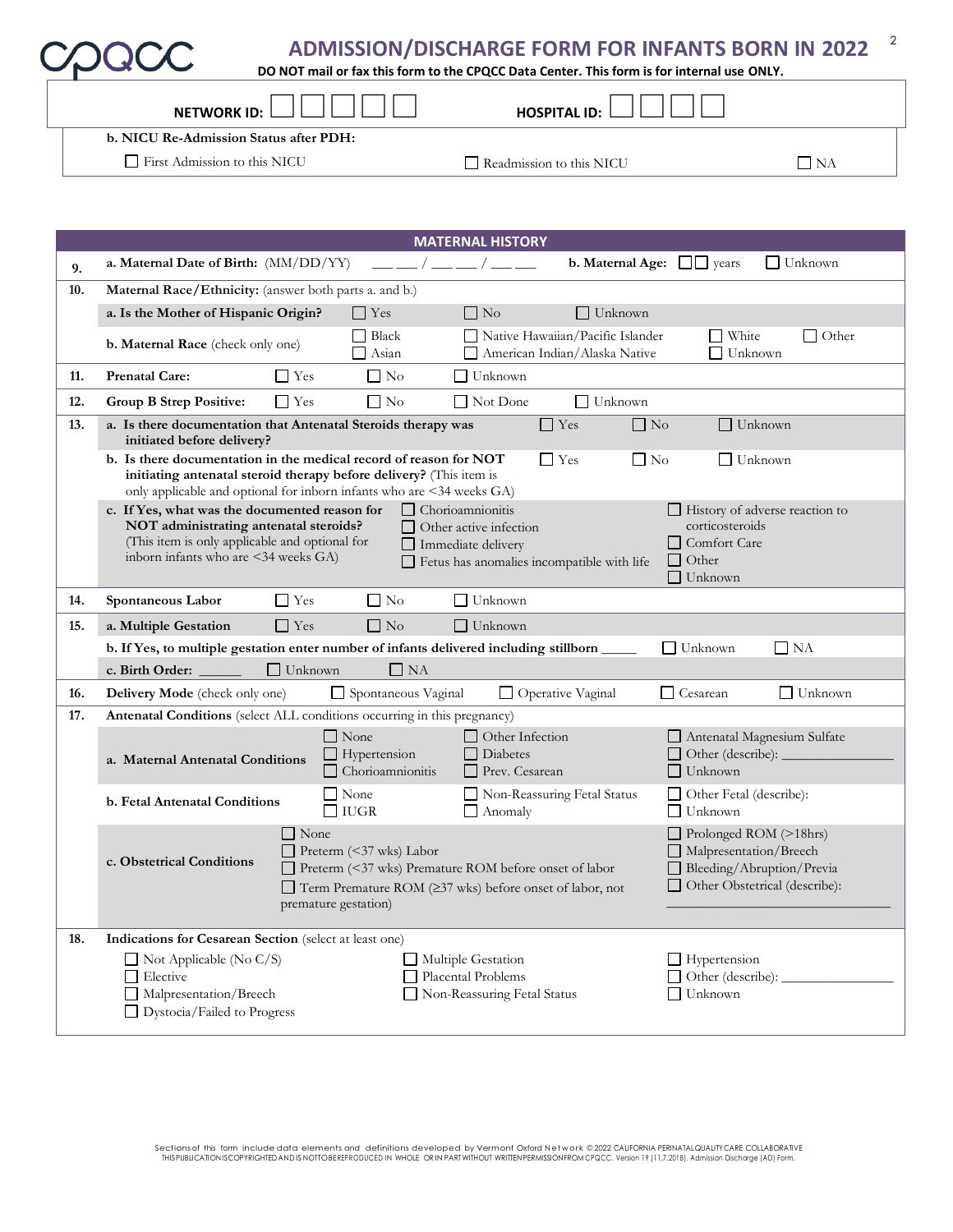# ADMISSION/DISCHARGE FORM FOR INFANTS BORN IN 2022

**DO NOT mail or fax this form to the CPQCC Data Center. This form is for internal use ONLY.**

**NETWORK ID:** ☐☐☐☐☐ **HOSPITAL ID:** ☐☐☐☐

**b. NICU Re-Admission Status after PDH:**

☐ First Admission to this NICU ☐ Readmission to this NICU ☐ NA

## MATERNAL HISTORY

**9.** **a. Maternal Date of Birth:** (MM/DD/YY) \_\_ \_\_ / \_\_ \_\_ / \_\_ \_\_ **b. Maternal Age:** ☐☐ years ☐ Unknown

**10.** **Maternal Race/Ethnicity:** (answer both parts a. and b.)

- **a. Is the Mother of Hispanic Origin?** ☐ Yes ☐ No ☐ Unknown
- **b. Maternal Race** (check only one) ☐ Black ☐ Asian ☐ Native Hawaiian/Pacific Islander ☐ American Indian/Alaska Native ☐ White ☐ Unknown ☐ Other

**11.** **Prenatal Care:** ☐ Yes ☐ No ☐ Unknown

**12.** **Group B Strep Positive:** ☐ Yes ☐ No ☐ Not Done ☐ Unknown

**13.**

- **a. Is there documentation that Antenatal Steroids therapy was initiated before delivery?** ☐ Yes ☐ No ☐ Unknown
- **b. Is there documentation in the medical record of reason for NOT initiating antenatal steroid therapy before delivery?** (This item is only applicable and optional for inborn infants who are <34 weeks GA) ☐ Yes ☐ No ☐ Unknown
- **c. If Yes, what was the documented reason for NOT administrating antenatal steroids?** (This item is only applicable and optional for inborn infants who are <34 weeks GA)
  - ☐ Chorioamnionitis
  - ☐ Other active infection
  - ☐ Immediate delivery
  - ☐ Fetus has anomalies incompatible with life
  - ☐ History of adverse reaction to corticosteroids
  - ☐ Comfort Care
  - ☐ Other
  - ☐ Unknown

**14.** **Spontaneous Labor** ☐ Yes ☐ No ☐ Unknown

**15.**

- **a. Multiple Gestation** ☐ Yes ☐ No ☐ Unknown
- **b. If Yes, to multiple gestation enter number of infants delivered including stillborn** \_\_\_\_\_ ☐ Unknown ☐ NA
- **c. Birth Order:** \_\_\_\_\_\_ ☐ Unknown ☐ NA

**16.** **Delivery Mode** (check only one) ☐ Spontaneous Vaginal ☐ Operative Vaginal ☐ Cesarean ☐ Unknown

**17.** **Antenatal Conditions** (select ALL conditions occurring in this pregnancy)

- **a. Maternal Antenatal Conditions**
  - ☐ None
  - ☐ Hypertension
  - ☐ Chorioamnionitis
  - ☐ Other Infection
  - ☐ Diabetes
  - ☐ Prev. Cesarean
  - ☐ Antenatal Magnesium Sulfate
  - ☐ Other (describe): \_\_\_\_\_\_\_\_\_\_\_\_\_\_\_\_
  - ☐ Unknown
- **b. Fetal Antenatal Conditions**
  - ☐ None
  - ☐ IUGR
  - ☐ Non-Reassuring Fetal Status
  - ☐ Anomaly
  - ☐ Other Fetal (describe):
  - ☐ Unknown
- **c. Obstetrical Conditions**
  - ☐ None
  - ☐ Preterm (<37 wks) Labor
  - ☐ Preterm (<37 wks) Premature ROM before onset of labor
  - ☐ Term Premature ROM (≥37 wks) before onset of labor, not premature gestation)
  - ☐ Prolonged ROM (>18hrs)
  - ☐ Malpresentation/Breech
  - ☐ Bleeding/Abruption/Previa
  - ☐ Other Obstetrical (describe): \_\_\_\_\_\_\_\_\_\_\_\_\_\_\_\_\_\_\_\_\_\_\_\_\_\_\_\_

**18.** **Indications for Cesarean Section** (select at least one)

- ☐ Not Applicable (No C/S)
- ☐ Elective
- ☐ Malpresentation/Breech
- ☐ Dystocia/Failed to Progress
- ☐ Multiple Gestation
- ☐ Placental Problems
- ☐ Non-Reassuring Fetal Status
- ☐ Hypertension
- ☐ Other (describe): \_\_\_\_\_\_\_\_\_\_\_\_\_\_\_\_
- ☐ Unknown

Sections of this form include data elements and definitions developed by Vermont Oxford Network © 2022 CALIFORNIA PERINATAL QUALITY CARE COLLABORATIVE THIS PUBLICATION IS COPYRIGHTED AND IS NOT TO BE REPRODUCED IN WHOLE OR IN PART WITHOUT WRITTEN PERMISSION FROM CPQCC. Version 19 (11.7.2018). Admission Discharge (AD) Form.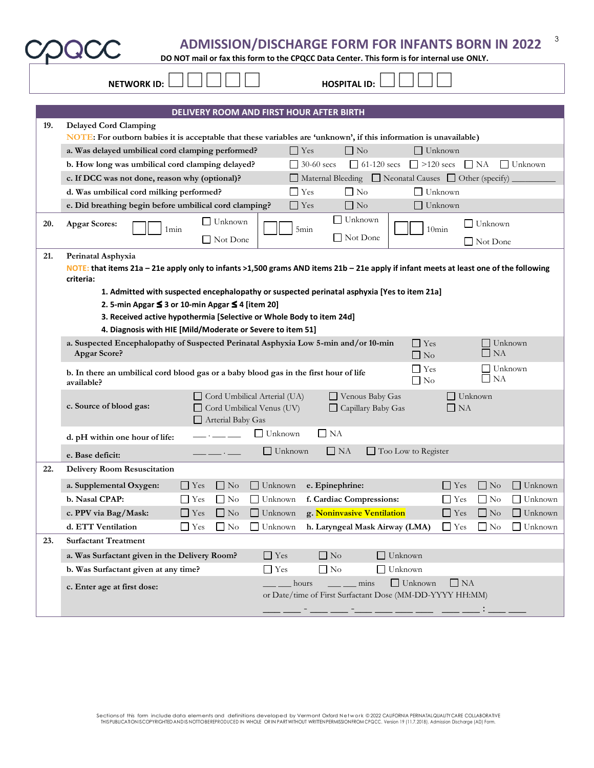# ADMISSION/DISCHARGE FORM FOR INFANTS BORN IN 2022

**DO NOT mail or fax this form to the CPQCC Data Center. This form is for internal use ONLY.**

**NETWORK ID:** ☐☐☐☐☐ **HOSPITAL ID:** ☐☐☐☐

## DELIVERY ROOM AND FIRST HOUR AFTER BIRTH

**19. Delayed Cord Clamping**

NOTE: For outborn babies it is acceptable that these variables are 'unknown', if this information is unavailable)

| | | | | | |
|---|---|---|---|---|---|
| a. Was delayed umbilical cord clamping performed? | ☐ Yes | ☐ No | ☐ Unknown | | |
| b. How long was umbilical cord clamping delayed? | ☐ 30-60 secs | ☐ 61-120 secs | ☐ >120 secs | ☐ NA | ☐ Unknown |
| c. If DCC was not done, reason why (optional)? | ☐ Maternal Bleeding | ☐ Neonatal Causes | ☐ Other (specify) ________ | | |
| d. Was umbilical cord milking performed? | ☐ Yes | ☐ No | ☐ Unknown | | |
| e. Did breathing begin before umbilical cord clamping? | ☐ Yes | ☐ No | ☐ Unknown | | |

**20. Apgar Scores:**

| | | |
|---|---|---|
| ☐☐ 1min | ☐ Unknown | ☐ Not Done |
| ☐☐ 5min | ☐ Unknown | ☐ Not Done |
| ☐☐ 10min | ☐ Unknown | ☐ Not Done |

**21. Perinatal Asphyxia**

NOTE: **that items 21a – 21e apply only to infants >1,500 grams AND items 21b – 21e apply if infant meets at least one of the following criteria:**

1. **Admitted with suspected encephalopathy or suspected perinatal asphyxia [Yes to item 21a]**
2. **5-min Apgar ≤ 3 or 10-min Apgar ≤ 4 [item 20]**
3. **Received active hypothermia [Selective or Whole Body to item 24d]**
4. **Diagnosis with HIE [Mild/Moderate or Severe to item 51]**

| | | | | | |
|---|---|---|---|---|---|
| a. Suspected Encephalopathy of Suspected Perinatal Asphyxia Low 5-min and/or 10-min Apgar Score? | ☐ Yes | ☐ No | ☐ Unknown | ☐ NA | |
| b. In there an umbilical cord blood gas or a baby blood gas in the first hour of life available? | ☐ Yes | ☐ No | ☐ Unknown | ☐ NA | |
| c. Source of blood gas: | ☐ Cord Umbilical Arterial (UA) | ☐ Cord Umbilical Venus (UV) | ☐ Arterial Baby Gas | ☐ Venous Baby Gas | ☐ Capillary Baby Gas |
| | ☐ Unknown | ☐ NA | | | |
| d. pH within one hour of life: | __ . __ __ | ☐ Unknown | ☐ NA | | |
| e. Base deficit: | __ __ . __ | ☐ Unknown | ☐ NA | ☐ Too Low to Register | |

**22. Delivery Room Resuscitation**

| | | | | | | | |
|---|---|---|---|---|---|---|---|
| a. Supplemental Oxygen: | ☐ Yes | ☐ No | ☐ Unknown | e. Epinephrine: | ☐ Yes | ☐ No | ☐ Unknown |
| b. Nasal CPAP: | ☐ Yes | ☐ No | ☐ Unknown | f. Cardiac Compressions: | ☐ Yes | ☐ No | ☐ Unknown |
| c. PPV via Bag/Mask: | ☐ Yes | ☐ No | ☐ Unknown | g. Noninvasive Ventilation | ☐ Yes | ☐ No | ☐ Unknown |
| d. ETT Ventilation | ☐ Yes | ☐ No | ☐ Unknown | h. Laryngeal Mask Airway (LMA) | ☐ Yes | ☐ No | ☐ Unknown |

**23. Surfactant Treatment**

| | | | | |
|---|---|---|---|---|
| a. Was Surfactant given in the Delivery Room? | ☐ Yes | ☐ No | ☐ Unknown | |
| b. Was Surfactant given at any time? | ☐ Yes | ☐ No | ☐ Unknown | |
| c. Enter age at first dose: | __ __ hours | __ __ mins | ☐ Unknown | ☐ NA |

or Date/time of First Surfactant Dose (MM-DD-YYYY HH:MM)

__ __ - __ __ - __ __ __ __ __ __ : __ __

Sections of this form include data elements and definitions developed by Vermont Oxford Network © 2022 CALIFORNIA PERINATAL QUALITY CARE COLLABORATIVE THIS PUBLICATION IS COPYRIGHTED AND IS NOT TO BE REPRODUCED IN WHOLE OR IN PART WITHOUT WRITTEN PERMISSION FROM CPQCC. Version 19 (11.7.2018). Admission Discharge (AD) Form.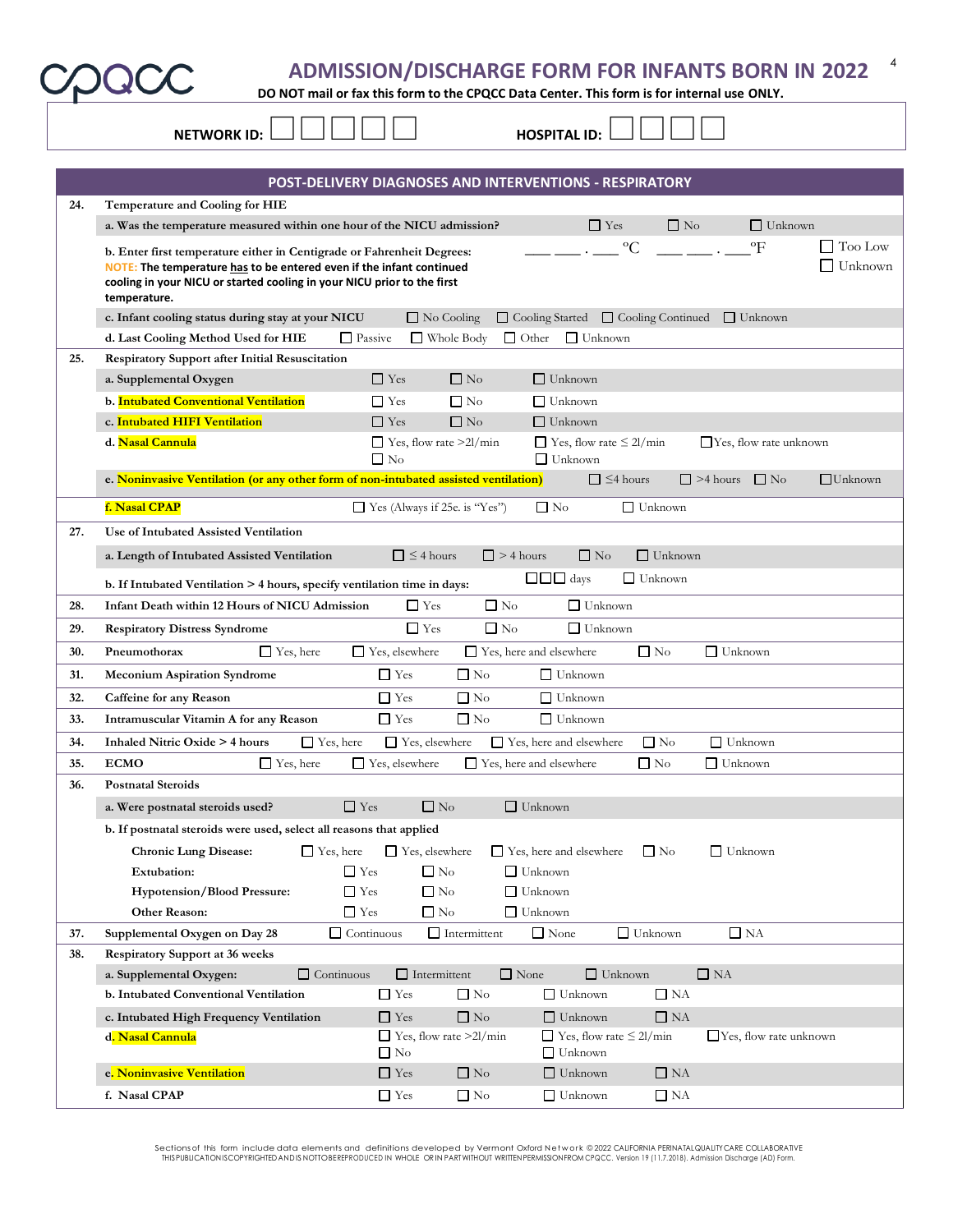# ADMISSION/DISCHARGE FORM FOR INFANTS BORN IN 2022

**DO NOT mail or fax this form to the CPQCC Data Center. This form is for internal use ONLY.**

**NETWORK ID:** ☐☐☐☐☐ **HOSPITAL ID:** ☐☐☐☐

## POST-DELIVERY DIAGNOSES AND INTERVENTIONS - RESPIRATORY

**24. Temperature and Cooling for HIE**

a. Was the temperature measured within one hour of the NICU admission? ☐ Yes ☐ No ☐ Unknown

b. Enter first temperature either in Centigrade or Fahrenheit Degrees: ___ ___ . ___ °C ___ ___ . ___ °F ☐ Too Low ☐ Unknown

NOTE: **The temperature has to be entered even if the infant continued cooling in your NICU or started cooling in your NICU prior to the first temperature.**

c. Infant cooling status during stay at your NICU ☐ No Cooling ☐ Cooling Started ☐ Cooling Continued ☐ Unknown

d. Last Cooling Method Used for HIE ☐ Passive ☐ Whole Body ☐ Other ☐ Unknown

**25. Respiratory Support after Initial Resuscitation**

a. Supplemental Oxygen ☐ Yes ☐ No ☐ Unknown

b. Intubated Conventional Ventilation ☐ Yes ☐ No ☐ Unknown

c. Intubated HIFI Ventilation ☐ Yes ☐ No ☐ Unknown

d. Nasal Cannula ☐ Yes, flow rate >2l/min ☐ Yes, flow rate ≤ 2l/min ☐ Yes, flow rate unknown ☐ No ☐ Unknown

e. Noninvasive Ventilation (or any other form of non-intubated assisted ventilation) ☐ ≤4 hours ☐ >4 hours ☐ No ☐ Unknown

f. Nasal CPAP ☐ Yes (Always if 25e. is "Yes") ☐ No ☐ Unknown

**27. Use of Intubated Assisted Ventilation**

a. Length of Intubated Assisted Ventilation ☐ ≤ 4 hours ☐ > 4 hours ☐ No ☐ Unknown

b. If Intubated Ventilation > 4 hours, specify ventilation time in days: ☐☐☐ days ☐ Unknown

**28. Infant Death within 12 Hours of NICU Admission** ☐ Yes ☐ No ☐ Unknown

**29. Respiratory Distress Syndrome** ☐ Yes ☐ No ☐ Unknown

**30. Pneumothorax** ☐ Yes, here ☐ Yes, elsewhere ☐ Yes, here and elsewhere ☐ No ☐ Unknown

**31. Meconium Aspiration Syndrome** ☐ Yes ☐ No ☐ Unknown

**32. Caffeine for any Reason** ☐ Yes ☐ No ☐ Unknown

**33. Intramuscular Vitamin A for any Reason** ☐ Yes ☐ No ☐ Unknown

**34. Inhaled Nitric Oxide > 4 hours** ☐ Yes, here ☐ Yes, elsewhere ☐ Yes, here and elsewhere ☐ No ☐ Unknown

**35. ECMO** ☐ Yes, here ☐ Yes, elsewhere ☐ Yes, here and elsewhere ☐ No ☐ Unknown

**36. Postnatal Steroids**

a. Were postnatal steroids used? ☐ Yes ☐ No ☐ Unknown

b. If postnatal steroids were used, select all reasons that applied

- Chronic Lung Disease: ☐ Yes, here ☐ Yes, elsewhere ☐ Yes, here and elsewhere ☐ No ☐ Unknown
- Extubation: ☐ Yes ☐ No ☐ Unknown
- Hypotension/Blood Pressure: ☐ Yes ☐ No ☐ Unknown
- Other Reason: ☐ Yes ☐ No ☐ Unknown

**37. Supplemental Oxygen on Day 28** ☐ Continuous ☐ Intermittent ☐ None ☐ Unknown ☐ NA

**38. Respiratory Support at 36 weeks**

a. Supplemental Oxygen: ☐ Continuous ☐ Intermittent ☐ None ☐ Unknown ☐ NA

b. Intubated Conventional Ventilation ☐ Yes ☐ No ☐ Unknown ☐ NA

c. Intubated High Frequency Ventilation ☐ Yes ☐ No ☐ Unknown ☐ NA

d. Nasal Cannula ☐ Yes, flow rate >2l/min ☐ Yes, flow rate ≤ 2l/min ☐ Yes, flow rate unknown ☐ No ☐ Unknown

e. Noninvasive Ventilation ☐ Yes ☐ No ☐ Unknown ☐ NA

f. Nasal CPAP ☐ Yes ☐ No ☐ Unknown ☐ NA

Sections of this form include data elements and definitions developed by Vermont Oxford Network © 2022 CALIFORNIA PERINATAL QUALITY CARE COLLABORATIVE
THIS PUBLICATION IS COPYRIGHTED AND IS NOT TO BE REPRODUCED IN WHOLE OR IN PART WITHOUT WRITTEN PERMISSION FROM CPQCC. Version 19 (11.7.2018). Admission Discharge (AD) Form.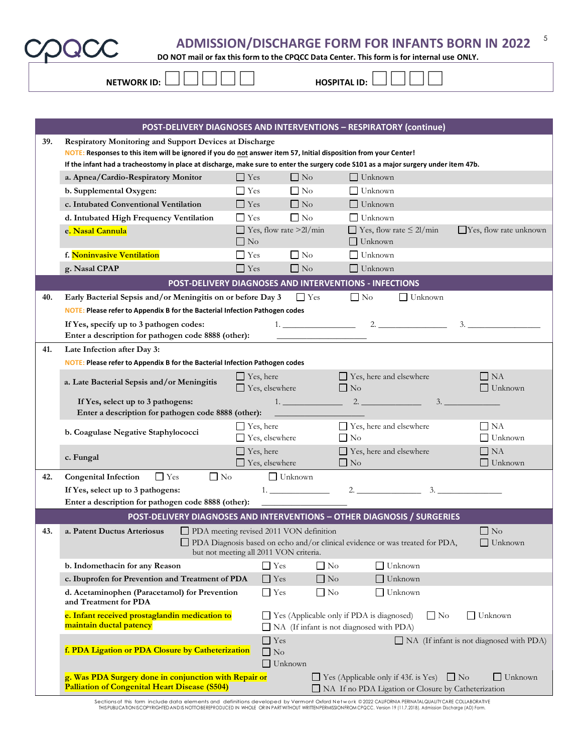# ADMISSION/DISCHARGE FORM FOR INFANTS BORN IN 2022

**DO NOT mail or fax this form to the CPQCC Data Center. This form is for internal use ONLY.**

**NETWORK ID:** ☐☐☐☐☐ **HOSPITAL ID:** ☐☐☐☐

## POST-DELIVERY DIAGNOSES AND INTERVENTIONS – RESPIRATORY (continue)

**39. Respiratory Monitoring and Support Devices at Discharge**

**NOTE: Responses to this item will be ignored if you do not answer item 57, Initial disposition from your Center!**

**If the infant had a tracheostomy in place at discharge, make sure to enter the surgery code S101 as a major surgery under item 47b.**

| Item | | | | |
|---|---|---|---|---|
| a. Apnea/Cardio-Respiratory Monitor | ☐ Yes | ☐ No | ☐ Unknown | |
| b. Supplemental Oxygen: | ☐ Yes | ☐ No | ☐ Unknown | |
| c. Intubated Conventional Ventilation | ☐ Yes | ☐ No | ☐ Unknown | |
| d. Intubated High Frequency Ventilation | ☐ Yes | ☐ No | ☐ Unknown | |
| e. Nasal Cannula | ☐ Yes, flow rate >2l/min ☐ No | | ☐ Yes, flow rate ≤ 2l/min ☐ Unknown | ☐ Yes, flow rate unknown |
| f. Noninvasive Ventilation | ☐ Yes | ☐ No | ☐ Unknown | |
| g. Nasal CPAP | ☐ Yes | ☐ No | ☐ Unknown | |

## POST-DELIVERY DIAGNOSES AND INTERVENTIONS - INFECTIONS

**40. Early Bacterial Sepsis and/or Meningitis on or before Day 3** ☐ Yes ☐ No ☐ Unknown

**NOTE: Please refer to Appendix B for the Bacterial Infection Pathogen codes**

If Yes, specify up to 3 pathogen codes: 1. ________ 2. ________ 3. ________

Enter a description for pathogen code 8888 (other): ________

**41. Late Infection after Day 3:**

**NOTE: Please refer to Appendix B for the Bacterial Infection Pathogen codes**

| Item | | | |
|---|---|---|---|
| a. Late Bacterial Sepsis and/or Meningitis | ☐ Yes, here ☐ Yes, elsewhere | ☐ Yes, here and elsewhere ☐ No | ☐ NA ☐ Unknown |
| b. Coagulase Negative Staphylococci | ☐ Yes, here ☐ Yes, elsewhere | ☐ Yes, here and elsewhere ☐ No | ☐ NA ☐ Unknown |
| c. Fungal | ☐ Yes, here ☐ Yes, elsewhere | ☐ Yes, here and elsewhere ☐ No | ☐ NA ☐ Unknown |

(For a.) If Yes, select up to 3 pathogens: 1. ________ 2. ________ 3. ________

Enter a description for pathogen code 8888 (other): ________

**42. Congenital Infection** ☐ Yes ☐ No ☐ Unknown

If Yes, select up to 3 pathogens: 1. ________ 2. ________ 3. ________

Enter a description for pathogen code 8888 (other): ________

## POST-DELIVERY DIAGNOSES AND INTERVENTIONS – OTHER DIAGNOSIS / SURGERIES

**43.**

**a. Patent Ductus Arteriosus**
- ☐ PDA meeting revised 2011 VON definition
- ☐ PDA Diagnosis based on echo and/or clinical evidence or was treated for PDA, but not meeting all 2011 VON criteria.
- ☐ No
- ☐ Unknown

| Item | | | |
|---|---|---|---|
| b. Indomethacin for any Reason | ☐ Yes | ☐ No | ☐ Unknown |
| c. Ibuprofen for Prevention and Treatment of PDA | ☐ Yes | ☐ No | ☐ Unknown |
| d. Acetaminophen (Paracetamol) for Prevention and Treatment for PDA | ☐ Yes | ☐ No | ☐ Unknown |

**e. Infant received prostaglandin medication to maintain ductal patency** ☐ Yes (Applicable only if PDA is diagnosed) ☐ No ☐ Unknown ☐ NA (If infant is not diagnosed with PDA)

**f. PDA Ligation or PDA Closure by Catheterization** ☐ Yes ☐ No ☐ Unknown ☐ NA (If infant is not diagnosed with PDA)

**g. Was PDA Surgery done in conjunction with Repair or Palliation of Congenital Heart Disease (S504)** ☐ Yes (Applicable only if 43f. is Yes) ☐ No ☐ Unknown ☐ NA If no PDA Ligation or Closure by Catheterization

Sections of this form include data elements and definitions developed by Vermont Oxford Network © 2022 CALIFORNIA PERINATAL QUALITY CARE COLLABORATIVE THIS PUBLICATION IS COPYRIGHTED AND IS NOT TO BE REPRODUCED IN WHOLE OR IN PART WITHOUT WRITTEN PERMISSION FROM CPQCC. Version 19 (11.7.2018). Admission Discharge (AD) Form.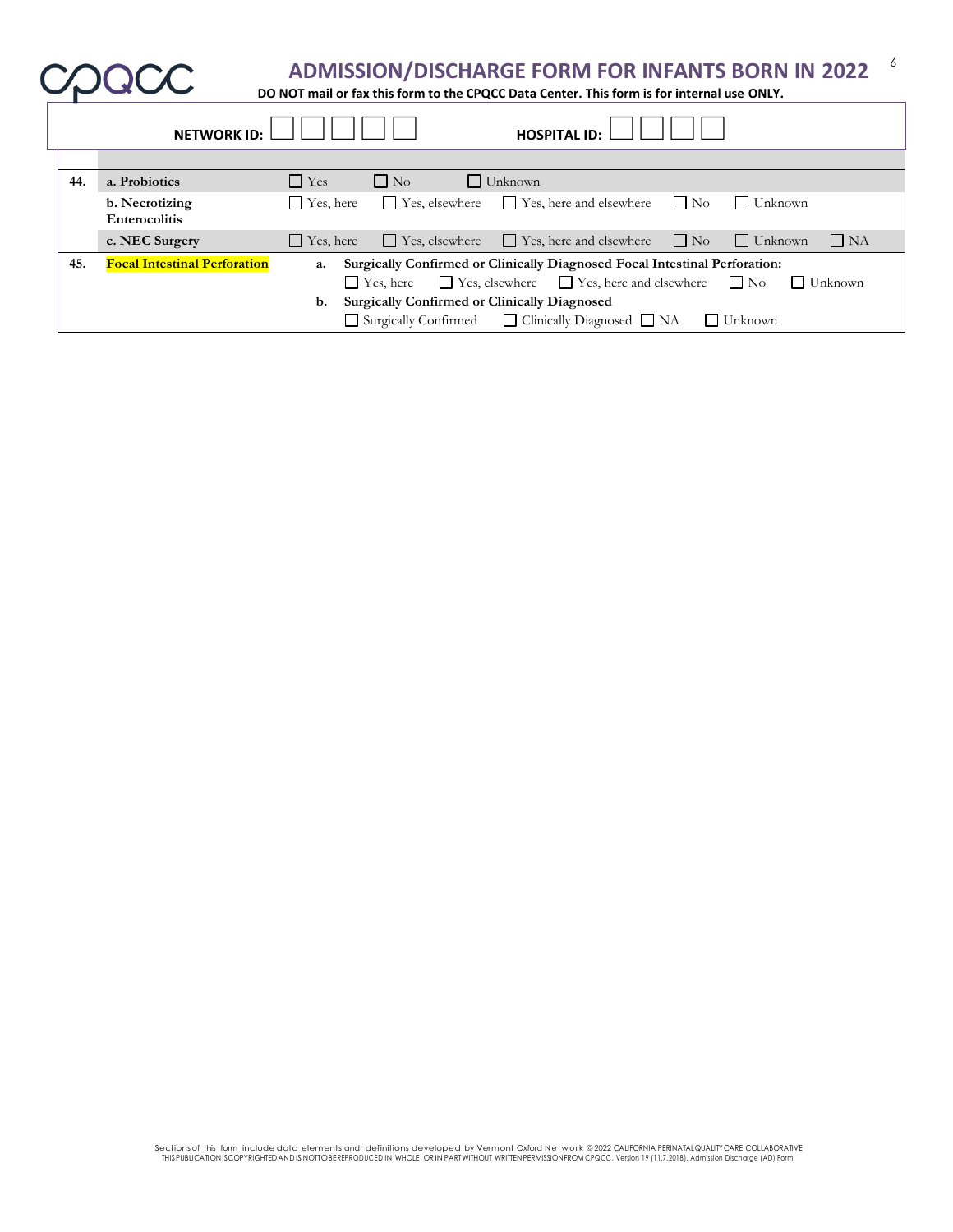# ADMISSION/DISCHARGE FORM FOR INFANTS BORN IN 2022

**DO NOT mail or fax this form to the CPQCC Data Center. This form is for internal use ONLY.**

**NETWORK ID:** ☐ ☐ ☐ ☐ ☐ **HOSPITAL ID:** ☐ ☐ ☐ ☐

| | | |
|---|---|---|
| **44.** | **a. Probiotics** | ☐ Yes ☐ No ☐ Unknown |
| | **b. Necrotizing Enterocolitis** | ☐ Yes, here ☐ Yes, elsewhere ☐ Yes, here and elsewhere ☐ No ☐ Unknown |
| | **c. NEC Surgery** | ☐ Yes, here ☐ Yes, elsewhere ☐ Yes, here and elsewhere ☐ No ☐ Unknown ☐ NA |
| **45.** | **Focal Intestinal Perforation** | **a. Surgically Confirmed or Clinically Diagnosed Focal Intestinal Perforation:** ☐ Yes, here ☐ Yes, elsewhere ☐ Yes, here and elsewhere ☐ No ☐ Unknown<br>**b. Surgically Confirmed or Clinically Diagnosed** ☐ Surgically Confirmed ☐ Clinically Diagnosed ☐ NA ☐ Unknown |

Sections of this form include data elements and definitions developed by Vermont Oxford Network © 2022 CALIFORNIA PERINATAL QUALITY CARE COLLABORATIVE
THIS PUBLICATION IS COPYRIGHTED AND IS NOT TO BE REPRODUCED IN WHOLE OR IN PART WITHOUT WRITTEN PERMISSION FROM CPQCC. Version 19 (11.7.2018). Admission Discharge (AD) Form.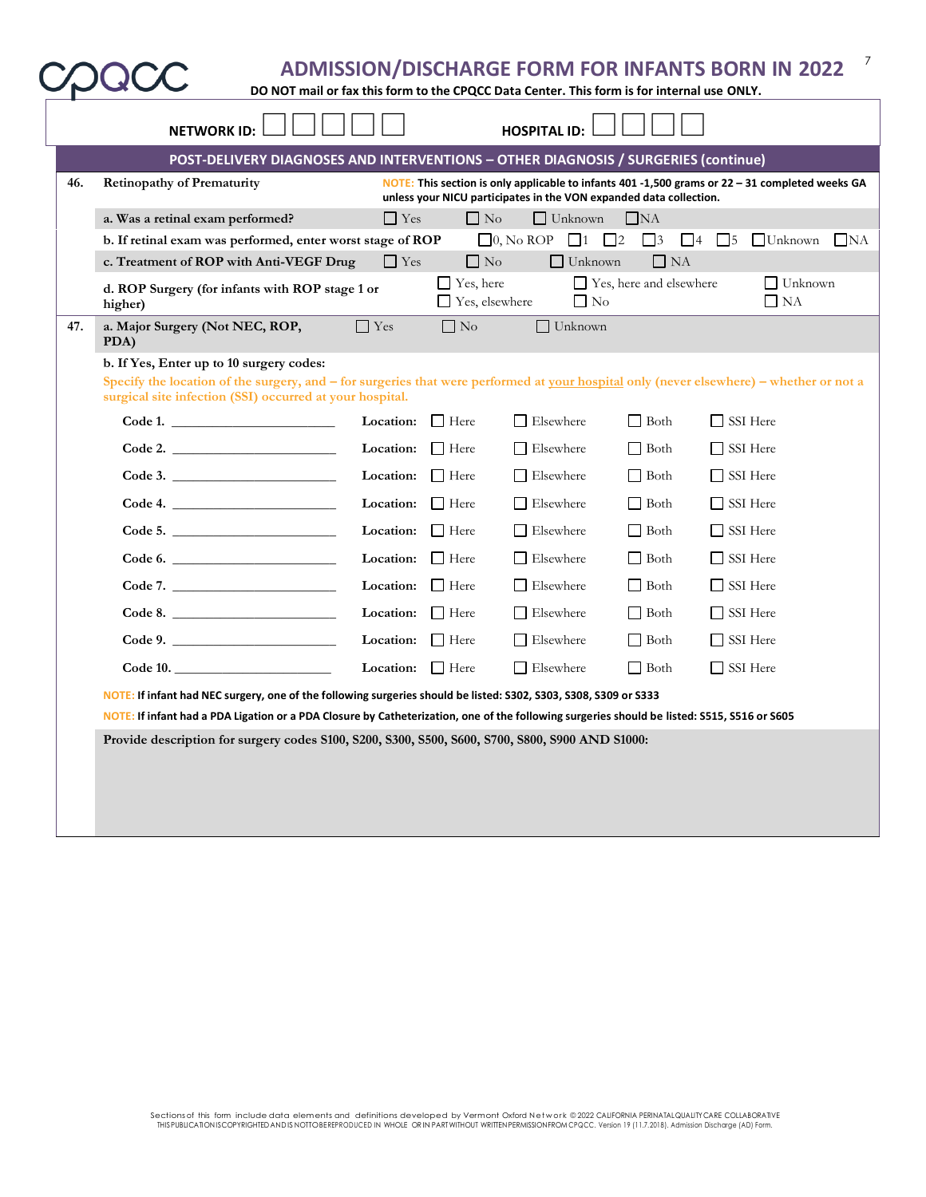# ADMISSION/DISCHARGE FORM FOR INFANTS BORN IN 2022

**DO NOT mail or fax this form to the CPQCC Data Center. This form is for internal use ONLY.**

**NETWORK ID:** ☐☐☐☐☐ **HOSPITAL ID:** ☐☐☐☐

## POST-DELIVERY DIAGNOSES AND INTERVENTIONS – OTHER DIAGNOSIS / SURGERIES (continue)

**46.** **Retinopathy of Prematurity**

NOTE: **This section is only applicable to infants 401 -1,500 grams or 22 – 31 completed weeks GA unless your NICU participates in the VON expanded data collection.**

**a. Was a retinal exam performed?** ☐ Yes ☐ No ☐ Unknown ☐ NA

**b. If retinal exam was performed, enter worst stage of ROP** ☐ 0, No ROP ☐ 1 ☐ 2 ☐ 3 ☐ 4 ☐ 5 ☐ Unknown ☐ NA

**c. Treatment of ROP with Anti-VEGF Drug** ☐ Yes ☐ No ☐ Unknown ☐ NA

**d. ROP Surgery (for infants with ROP stage 1 or higher)** ☐ Yes, here ☐ Yes, elsewhere ☐ Yes, here and elsewhere ☐ No ☐ Unknown ☐ NA

**47.** **a. Major Surgery (Not NEC, ROP, PDA)** ☐ Yes ☐ No ☐ Unknown

**b. If Yes, Enter up to 10 surgery codes:**

Specify the location of the surgery, and – for surgeries that were performed at your hospital only (never elsewhere) – whether or not a surgical site infection (SSI) occurred at your hospital.

| Code | Location | | | |
|---|---|---|---|---|
| Code 1. ______ | ☐ Here | ☐ Elsewhere | ☐ Both | ☐ SSI Here |
| Code 2. ______ | ☐ Here | ☐ Elsewhere | ☐ Both | ☐ SSI Here |
| Code 3. ______ | ☐ Here | ☐ Elsewhere | ☐ Both | ☐ SSI Here |
| Code 4. ______ | ☐ Here | ☐ Elsewhere | ☐ Both | ☐ SSI Here |
| Code 5. ______ | ☐ Here | ☐ Elsewhere | ☐ Both | ☐ SSI Here |
| Code 6. ______ | ☐ Here | ☐ Elsewhere | ☐ Both | ☐ SSI Here |
| Code 7. ______ | ☐ Here | ☐ Elsewhere | ☐ Both | ☐ SSI Here |
| Code 8. ______ | ☐ Here | ☐ Elsewhere | ☐ Both | ☐ SSI Here |
| Code 9. ______ | ☐ Here | ☐ Elsewhere | ☐ Both | ☐ SSI Here |
| Code 10. ______ | ☐ Here | ☐ Elsewhere | ☐ Both | ☐ SSI Here |

NOTE: **If infant had NEC surgery, one of the following surgeries should be listed: S302, S303, S308, S309 or S333**

NOTE: **If infant had a PDA Ligation or a PDA Closure by Catheterization, one of the following surgeries should be listed: S515, S516 or S605**

**Provide description for surgery codes S100, S200, S300, S500, S600, S700, S800, S900 AND S1000:**

Sections of this form include data elements and definitions developed by Vermont Oxford Network © 2022 CALIFORNIA PERINATAL QUALITY CARE COLLABORATIVE THIS PUBLICATION IS COPYRIGHTED AND IS NOT TO BE REPRODUCED IN WHOLE OR IN PART WITHOUT WRITTEN PERMISSION FROM CPQCC. Version 19 (11.7.2018). Admission Discharge (AD) Form.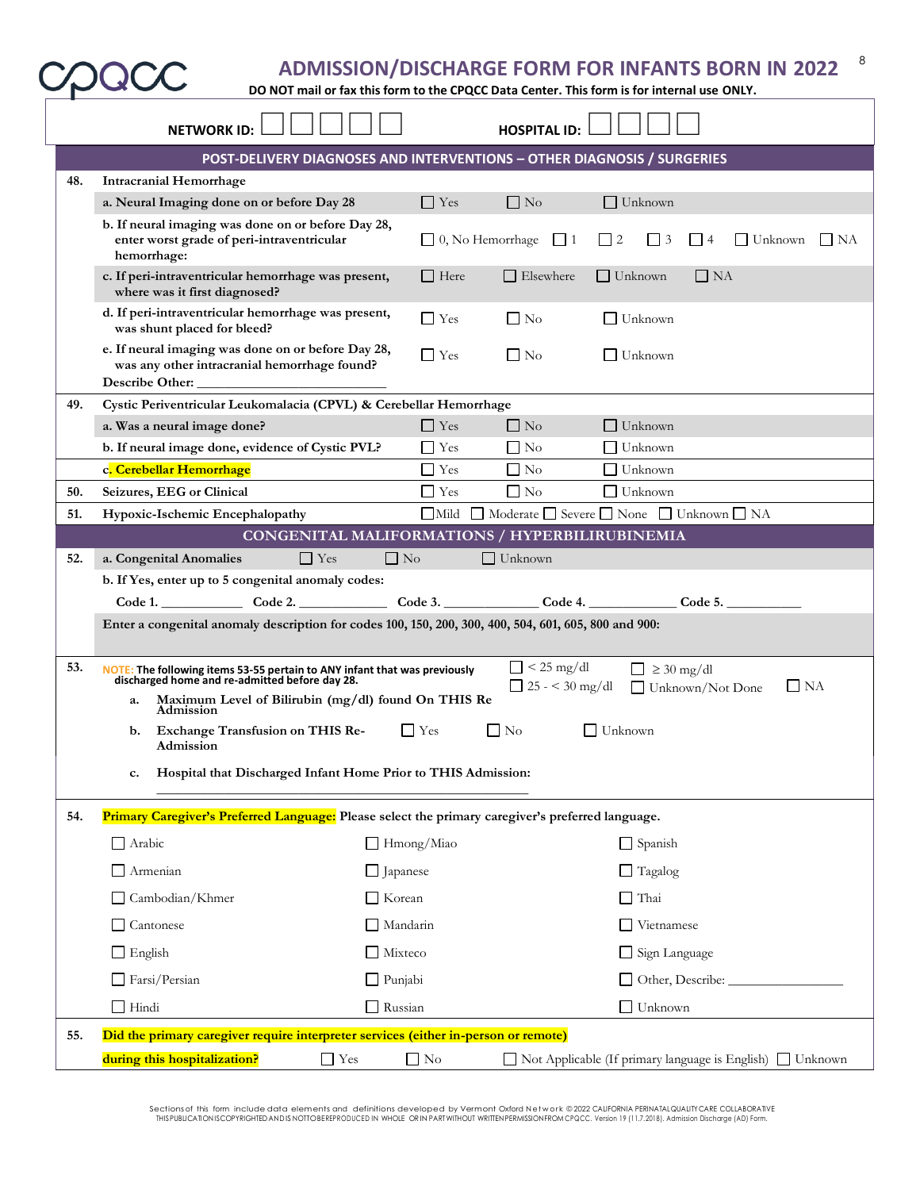# ADMISSION/DISCHARGE FORM FOR INFANTS BORN IN 2022

**DO NOT mail or fax this form to the CPQCC Data Center. This form is for internal use ONLY.**

**NETWORK ID:** ☐ ☐ ☐ ☐ ☐ **HOSPITAL ID:** ☐ ☐ ☐ ☐

## POST-DELIVERY DIAGNOSES AND INTERVENTIONS – OTHER DIAGNOSIS / SURGERIES

**48. Intracranial Hemorrhage**

| | | |
|---|---|---|
| a. Neural Imaging done on or before Day 28 | ☐ Yes ☐ No ☐ Unknown | |
| b. If neural imaging was done on or before Day 28, enter worst grade of peri-intraventricular hemorrhage: | ☐ 0, No Hemorrhage ☐ 1 ☐ 2 ☐ 3 ☐ 4 ☐ Unknown ☐ NA | |
| c. If peri-intraventricular hemorrhage was present, where was it first diagnosed? | ☐ Here ☐ Elsewhere ☐ Unknown ☐ NA | |
| d. If peri-intraventricular hemorrhage was present, was shunt placed for bleed? | ☐ Yes ☐ No ☐ Unknown | |
| e. If neural imaging was done on or before Day 28, was any other intracranial hemorrhage found? Describe Other: ______________________ | ☐ Yes ☐ No ☐ Unknown | |

**49. Cystic Periventricular Leukomalacia (CPVL) & Cerebellar Hemorrhage**

| | |
|---|---|
| a. Was a neural image done? | ☐ Yes ☐ No ☐ Unknown |
| b. If neural image done, evidence of Cystic PVL? | ☐ Yes ☐ No ☐ Unknown |
| c. Cerebellar Hemorrhage | ☐ Yes ☐ No ☐ Unknown |

**50. Seizures, EEG or Clinical** ☐ Yes ☐ No ☐ Unknown

**51. Hypoxic-Ischemic Encephalopathy** ☐ Mild ☐ Moderate ☐ Severe ☐ None ☐ Unknown ☐ NA

## CONGENITAL MALIFORMATIONS / HYPERBILIRUBINEMIA

**52.** a. **Congenital Anomalies** ☐ Yes ☐ No ☐ Unknown

b. **If Yes, enter up to 5 congenital anomaly codes:**

Code 1. ___________ Code 2. ___________ Code 3. ___________ Code 4. ___________ Code 5. ___________

**Enter a congenital anomaly description for codes 100, 150, 200, 300, 400, 504, 601, 605, 800 and 900:**

**53.** NOTE: **The following items 53-55 pertain to ANY infant that was previously discharged home and re-admitted before day 28.**

a. **Maximum Level of Bilirubin (mg/dl) found On THIS Re Admission** ☐ < 25 mg/dl ☐ 25 - < 30 mg/dl ☐ ≥ 30 mg/dl ☐ Unknown/Not Done ☐ NA

b. **Exchange Transfusion on THIS Re-Admission** ☐ Yes ☐ No ☐ Unknown

c. **Hospital that Discharged Infant Home Prior to THIS Admission:**

______________________________________________

**54. Primary Caregiver's Preferred Language:** Please select the primary caregiver's preferred language.

| | | |
|---|---|---|
| ☐ Arabic | ☐ Hmong/Miao | ☐ Spanish |
| ☐ Armenian | ☐ Japanese | ☐ Tagalog |
| ☐ Cambodian/Khmer | ☐ Korean | ☐ Thai |
| ☐ Cantonese | ☐ Mandarin | ☐ Vietnamese |
| ☐ English | ☐ Mixteco | ☐ Sign Language |
| ☐ Farsi/Persian | ☐ Punjabi | ☐ Other, Describe: ______________ |
| ☐ Hindi | ☐ Russian | ☐ Unknown |

**55. Did the primary caregiver require interpreter services (either in-person or remote) during this hospitalization?** ☐ Yes ☐ No ☐ Not Applicable (If primary language is English) ☐ Unknown

Sections of this form include data elements and definitions developed by Vermont Oxford Network © 2022 CALIFORNIA PERINATAL QUALITY CARE COLLABORATIVE
THIS PUBLICATION IS COPYRIGHTED AND IS NOT TO BE REPRODUCED IN WHOLE OR IN PART WITHOUT WRITTEN PERMISSION FROM CPQCC. Version 19 (11.7.2018). Admission Discharge (AD) Form.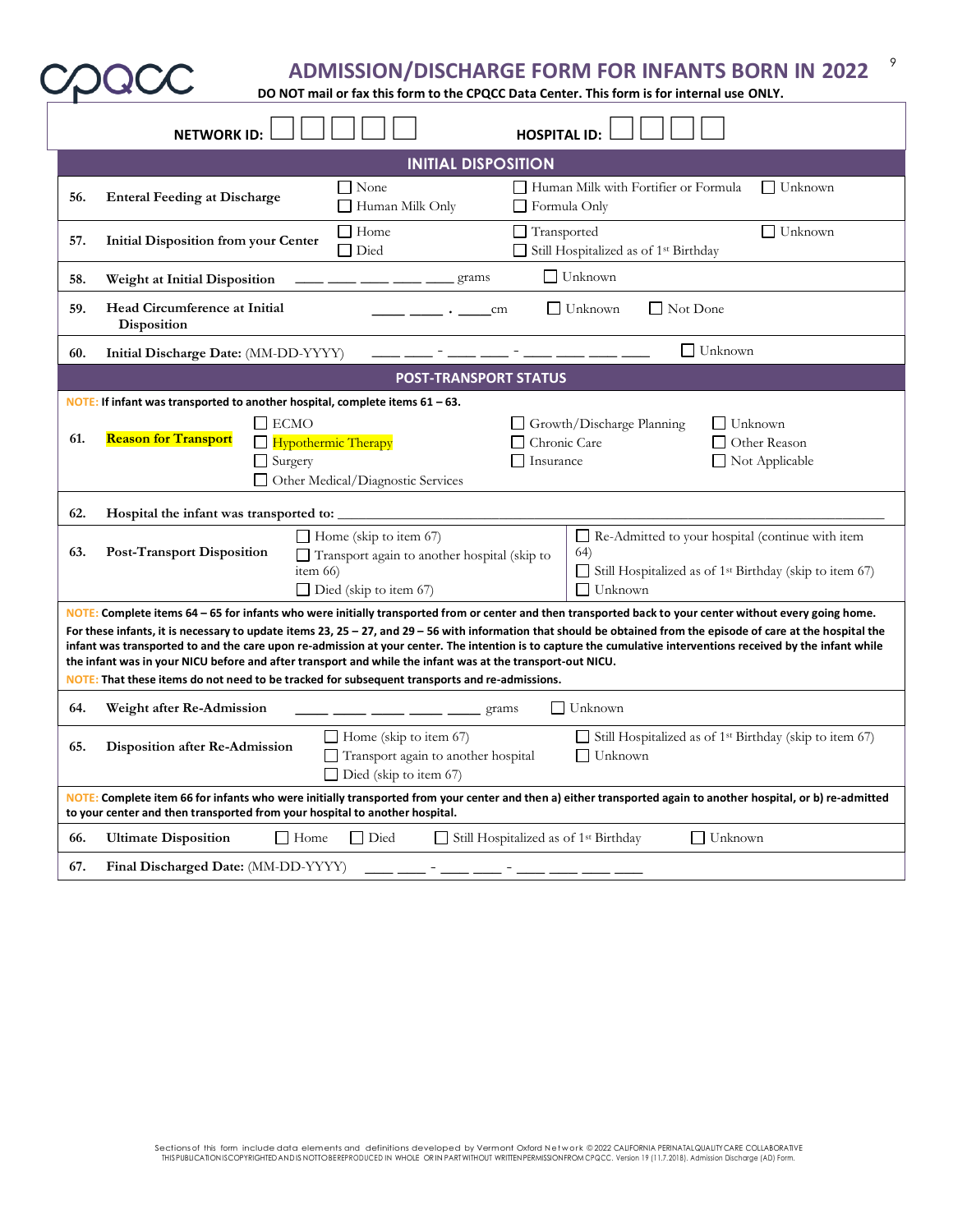# ADMISSION/DISCHARGE FORM FOR INFANTS BORN IN 2022

**DO NOT mail or fax this form to the CPQCC Data Center. This form is for internal use ONLY.**

**NETWORK ID:** ☐ ☐ ☐ ☐ ☐ **HOSPITAL ID:** ☐ ☐ ☐ ☐

## INITIAL DISPOSITION

| | | |
|---|---|---|
| 56. | **Enteral Feeding at Discharge** | ☐ None ☐ Human Milk Only ☐ Human Milk with Fortifier or Formula ☐ Formula Only ☐ Unknown |
| 57. | **Initial Disposition from your Center** | ☐ Home ☐ Died ☐ Transported ☐ Still Hospitalized as of 1st Birthday ☐ Unknown |
| 58. | **Weight at Initial Disposition** | ___ ___ ___ ___ ___ grams ☐ Unknown |
| 59. | **Head Circumference at Initial Disposition** | ___ ___ . ___ cm ☐ Unknown ☐ Not Done |
| 60. | **Initial Discharge Date:** (MM-DD-YYYY) | ___ ___ - ___ ___ - ___ ___ ___ ___ ☐ Unknown |

## POST-TRANSPORT STATUS

**NOTE: If infant was transported to another hospital, complete items 61 – 63.**

| | | |
|---|---|---|
| 61. | **Reason for Transport** | ☐ ECMO ☐ Hypothermic Therapy ☐ Surgery ☐ Other Medical/Diagnostic Services ☐ Growth/Discharge Planning ☐ Chronic Care ☐ Insurance ☐ Unknown ☐ Other Reason ☐ Not Applicable |
| 62. | **Hospital the infant was transported to:** | ______________________________ |
| 63. | **Post-Transport Disposition** | ☐ Home (skip to item 67) ☐ Transport again to another hospital (skip to item 66) ☐ Died (skip to item 67) ☐ Re-Admitted to your hospital (continue with item 64) ☐ Still Hospitalized as of 1st Birthday (skip to item 67) ☐ Unknown |

**NOTE: Complete items 64 – 65 for infants who were initially transported from or center and then transported back to your center without every going home.**
**For these infants, it is necessary to update items 23, 25 – 27, and 29 – 56 with information that should be obtained from the episode of care at the hospital the infant was transported to and the care upon re-admission at your center. The intention is to capture the cumulative interventions received by the infant while the infant was in your NICU before and after transport and while the infant was at the transport-out NICU.**
**NOTE: That these items do not need to be tracked for subsequent transports and re-admissions.**

| | | |
|---|---|---|
| 64. | **Weight after Re-Admission** | ___ ___ ___ ___ ___ grams ☐ Unknown |
| 65. | **Disposition after Re-Admission** | ☐ Home (skip to item 67) ☐ Transport again to another hospital ☐ Died (skip to item 67) ☐ Still Hospitalized as of 1st Birthday (skip to item 67) ☐ Unknown |

**NOTE: Complete item 66 for infants who were initially transported from your center and then a) either transported again to another hospital, or b) re-admitted to your center and then transported from your hospital to another hospital.**

| | | |
|---|---|---|
| 66. | **Ultimate Disposition** | ☐ Home ☐ Died ☐ Still Hospitalized as of 1st Birthday ☐ Unknown |
| 67. | **Final Discharged Date:** (MM-DD-YYYY) | ___ ___ - ___ ___ - ___ ___ ___ ___ |

Sections of this form include data elements and definitions developed by Vermont Oxford Network © 2022 CALIFORNIA PERINATAL QUALITY CARE COLLABORATIVE
THIS PUBLICATION IS COPYRIGHTED AND IS NOT TO BE REPRODUCED IN WHOLE OR IN PART WITHOUT WRITTEN PERMISSION FROM CPQCC. Version 19 (11.7.2018). Admission Discharge (AD) Form.